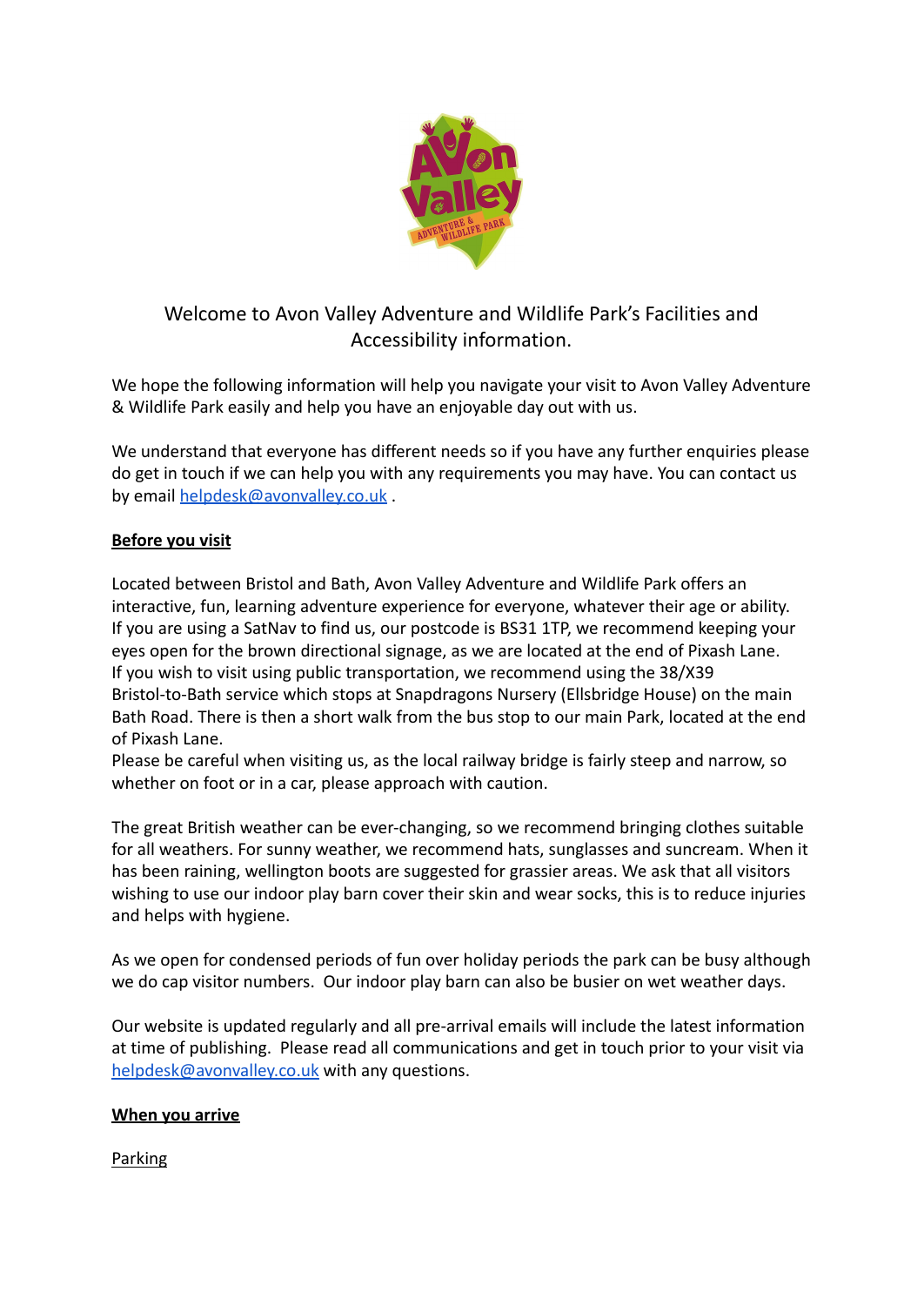# Welcome to Avon Valley Adventure and Wildlife Park's Facilities and Accessibility information.

We hope the following information will help you navigate your visit to Avon Valley Adventure & Wildlife Park easily and help you have an enjoyable day out with us.

We understand that everyone has different needs so if you have any further enquiries please do get in touch if we can help you with any requirements you may have. You can contact us by email helpdesk@avonvalley.co.uk .

## Before you visit

Located between Bristol and Bath, Avon Valley Adventure and Wildlife Park offers an interactive, fun, learning adventure experience for everyone, whatever their age or ability. If you are using a SatNav to find us, our postcode is BS31 1TP, we recommend keeping your eyes open for the brown directional signage, as we are located at the end of Pixash Lane. If you wish to visit using public transportation, we recommend using the 38/X39 Bristol-to-Bath service which stops at Snapdragons Nursery (Ellsbridge House) on the main Bath Road. There is then a short walk from the bus stop to our main Park, located at the end of Pixash Lane.
Please be careful when visiting us, as the local railway bridge is fairly steep and narrow, so whether on foot or in a car, please approach with caution.

The great British weather can be ever-changing, so we recommend bringing clothes suitable for all weathers. For sunny weather, we recommend hats, sunglasses and suncream. When it has been raining, wellington boots are suggested for grassier areas. We ask that all visitors wishing to use our indoor play barn cover their skin and wear socks, this is to reduce injuries and helps with hygiene.

As we open for condensed periods of fun over holiday periods the park can be busy although we do cap visitor numbers. Our indoor play barn can also be busier on wet weather days.

Our website is updated regularly and all pre-arrival emails will include the latest information at time of publishing. Please read all communications and get in touch prior to your visit via helpdesk@avonvalley.co.uk with any questions.

## When you arrive

### Parking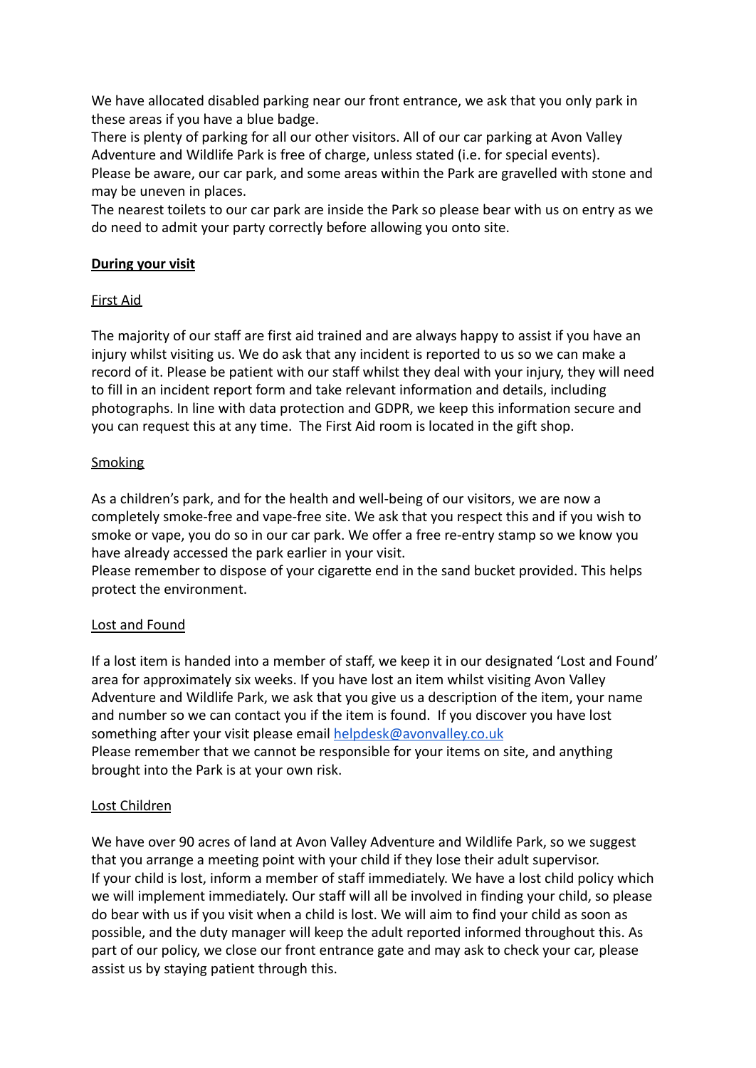We have allocated disabled parking near our front entrance, we ask that you only park in these areas if you have a blue badge.
There is plenty of parking for all our other visitors. All of our car parking at Avon Valley Adventure and Wildlife Park is free of charge, unless stated (i.e. for special events).
Please be aware, our car park, and some areas within the Park are gravelled with stone and may be uneven in places.
The nearest toilets to our car park are inside the Park so please bear with us on entry as we do need to admit your party correctly before allowing you onto site.

## **During your visit**

### First Aid

The majority of our staff are first aid trained and are always happy to assist if you have an injury whilst visiting us. We do ask that any incident is reported to us so we can make a record of it. Please be patient with our staff whilst they deal with your injury, they will need to fill in an incident report form and take relevant information and details, including photographs. In line with data protection and GDPR, we keep this information secure and you can request this at any time. The First Aid room is located in the gift shop.

### Smoking

As a children's park, and for the health and well-being of our visitors, we are now a completely smoke-free and vape-free site. We ask that you respect this and if you wish to smoke or vape, you do so in our car park. We offer a free re-entry stamp so we know you have already accessed the park earlier in your visit.
Please remember to dispose of your cigarette end in the sand bucket provided. This helps protect the environment.

### Lost and Found

If a lost item is handed into a member of staff, we keep it in our designated 'Lost and Found' area for approximately six weeks. If you have lost an item whilst visiting Avon Valley Adventure and Wildlife Park, we ask that you give us a description of the item, your name and number so we can contact you if the item is found. If you discover you have lost something after your visit please email helpdesk@avonvalley.co.uk
Please remember that we cannot be responsible for your items on site, and anything brought into the Park is at your own risk.

### Lost Children

We have over 90 acres of land at Avon Valley Adventure and Wildlife Park, so we suggest that you arrange a meeting point with your child if they lose their adult supervisor.
If your child is lost, inform a member of staff immediately. We have a lost child policy which we will implement immediately. Our staff will all be involved in finding your child, so please do bear with us if you visit when a child is lost. We will aim to find your child as soon as possible, and the duty manager will keep the adult reported informed throughout this. As part of our policy, we close our front entrance gate and may ask to check your car, please assist us by staying patient through this.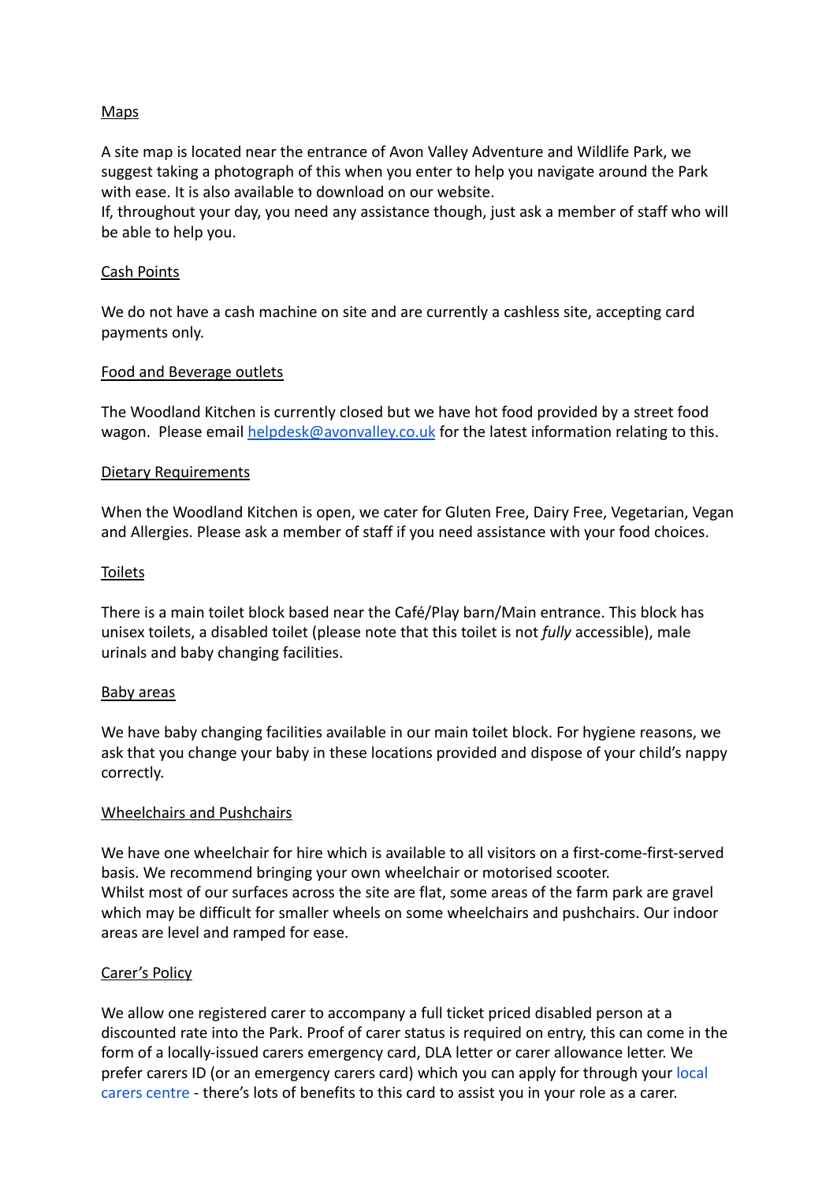## Maps

A site map is located near the entrance of Avon Valley Adventure and Wildlife Park, we suggest taking a photograph of this when you enter to help you navigate around the Park with ease. It is also available to download on our website.
If, throughout your day, you need any assistance though, just ask a member of staff who will be able to help you.

## Cash Points

We do not have a cash machine on site and are currently a cashless site, accepting card payments only.

## Food and Beverage outlets

The Woodland Kitchen is currently closed but we have hot food provided by a street food wagon. Please email [helpdesk@avonvalley.co.uk](mailto:helpdesk@avonvalley.co.uk) for the latest information relating to this.

## Dietary Requirements

When the Woodland Kitchen is open, we cater for Gluten Free, Dairy Free, Vegetarian, Vegan and Allergies. Please ask a member of staff if you need assistance with your food choices.

## Toilets

There is a main toilet block based near the Café/Play barn/Main entrance. This block has unisex toilets, a disabled toilet (please note that this toilet is not *fully* accessible), male urinals and baby changing facilities.

## Baby areas

We have baby changing facilities available in our main toilet block. For hygiene reasons, we ask that you change your baby in these locations provided and dispose of your child's nappy correctly.

## Wheelchairs and Pushchairs

We have one wheelchair for hire which is available to all visitors on a first-come-first-served basis. We recommend bringing your own wheelchair or motorised scooter.
Whilst most of our surfaces across the site are flat, some areas of the farm park are gravel which may be difficult for smaller wheels on some wheelchairs and pushchairs. Our indoor areas are level and ramped for ease.

## Carer's Policy

We allow one registered carer to accompany a full ticket priced disabled person at a discounted rate into the Park. Proof of carer status is required on entry, this can come in the form of a locally-issued carers emergency card, DLA letter or carer allowance letter. We prefer carers ID (or an emergency carers card) which you can apply for through your local carers centre - there's lots of benefits to this card to assist you in your role as a carer.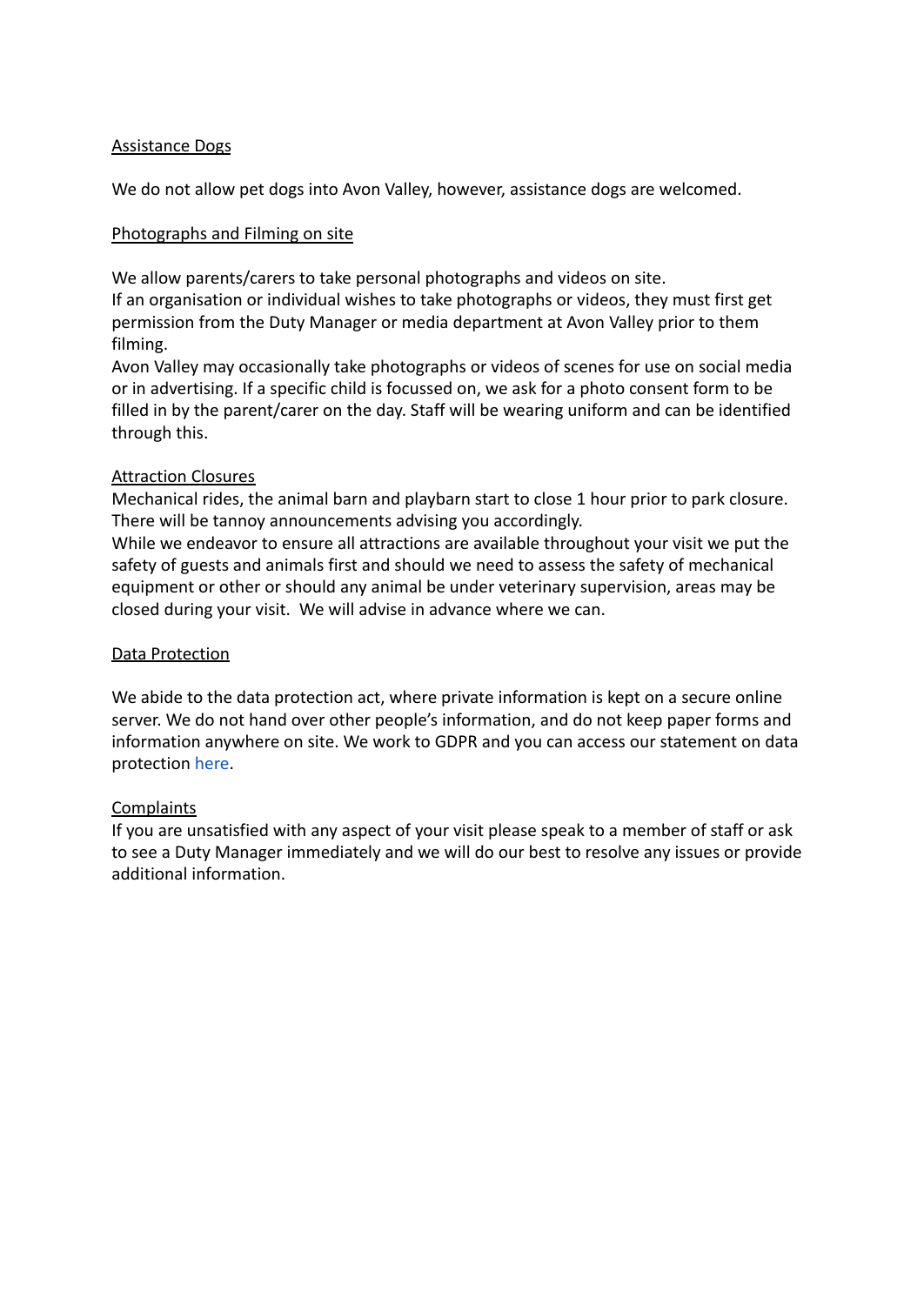## Assistance Dogs

We do not allow pet dogs into Avon Valley, however, assistance dogs are welcomed.

## Photographs and Filming on site

We allow parents/carers to take personal photographs and videos on site.
If an organisation or individual wishes to take photographs or videos, they must first get permission from the Duty Manager or media department at Avon Valley prior to them filming.
Avon Valley may occasionally take photographs or videos of scenes for use on social media or in advertising. If a specific child is focussed on, we ask for a photo consent form to be filled in by the parent/carer on the day. Staff will be wearing uniform and can be identified through this.

## Attraction Closures

Mechanical rides, the animal barn and playbarn start to close 1 hour prior to park closure. There will be tannoy announcements advising you accordingly.
While we endeavor to ensure all attractions are available throughout your visit we put the safety of guests and animals first and should we need to assess the safety of mechanical equipment or other or should any animal be under veterinary supervision, areas may be closed during your visit. We will advise in advance where we can.

## Data Protection

We abide to the data protection act, where private information is kept on a secure online server. We do not hand over other people's information, and do not keep paper forms and information anywhere on site. We work to GDPR and you can access our statement on data protection here.

## Complaints

If you are unsatisfied with any aspect of your visit please speak to a member of staff or ask to see a Duty Manager immediately and we will do our best to resolve any issues or provide additional information.